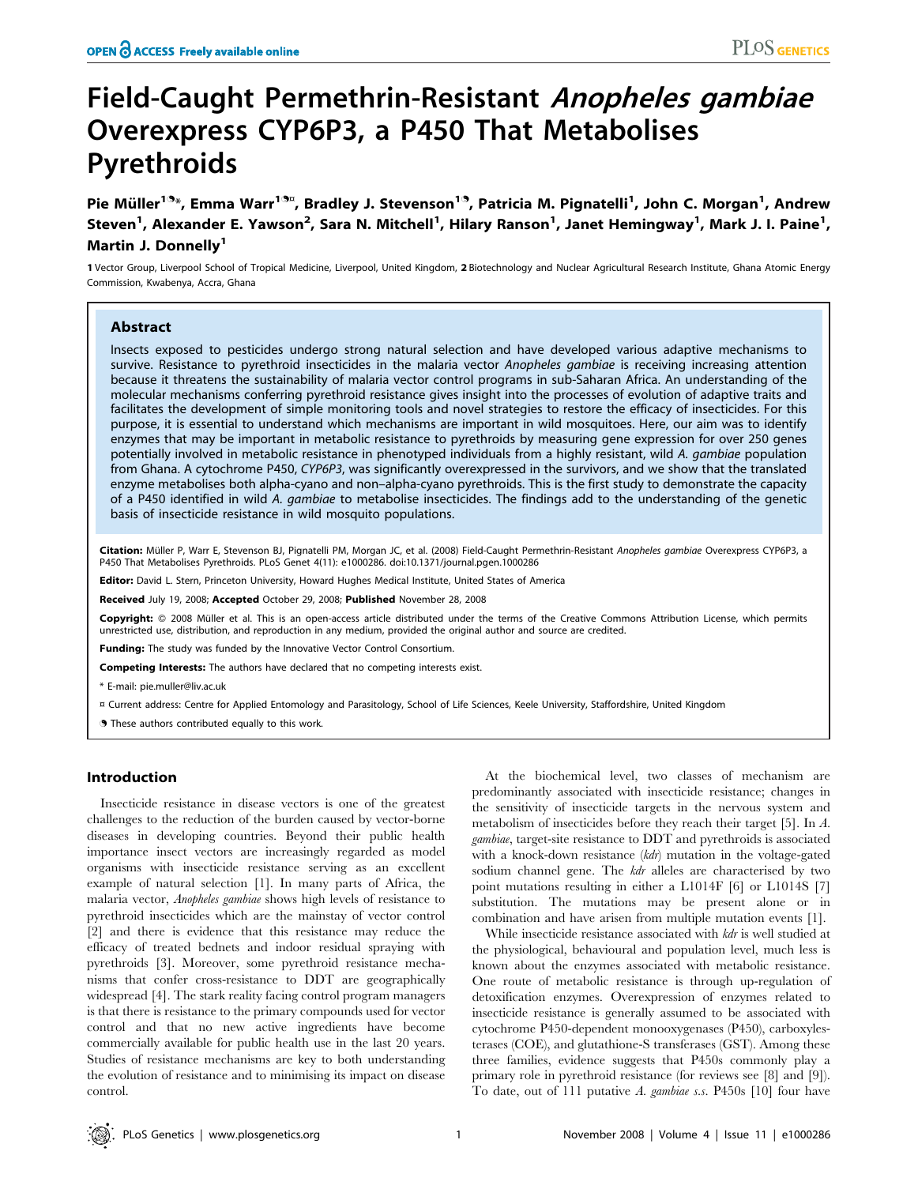# Field-Caught Permethrin-Resistant *Anopheles gambiae* Overexpress CYP6P3, a P450 That Metabolises Pyrethroids

Pie Müller[1,¶]*, Emma Warr[1,¶,¤], Bradley J. Stevenson[1,¶], Patricia M. Pignatelli[1], John C. Morgan[1], Andrew Steven[1], Alexander E. Yawson[2], Sara N. Mitchell[1], Hilary Ranson[1], Janet Hemingway[1], Mark J. I. Paine[1], Martin J. Donnelly[1]

1 Vector Group, Liverpool School of Tropical Medicine, Liverpool, United Kingdom, 2 Biotechnology and Nuclear Agricultural Research Institute, Ghana Atomic Energy Commission, Kwabenya, Accra, Ghana

## Abstract

Insects exposed to pesticides undergo strong natural selection and have developed various adaptive mechanisms to survive. Resistance to pyrethroid insecticides in the malaria vector *Anopheles gambiae* is receiving increasing attention because it threatens the sustainability of malaria vector control programs in sub-Saharan Africa. An understanding of the molecular mechanisms conferring pyrethroid resistance gives insight into the processes of evolution of adaptive traits and facilitates the development of simple monitoring tools and novel strategies to restore the efficacy of insecticides. For this purpose, it is essential to understand which mechanisms are important in wild mosquitoes. Here, our aim was to identify enzymes that may be important in metabolic resistance to pyrethroids by measuring gene expression for over 250 genes potentially involved in metabolic resistance in phenotyped individuals from a highly resistant, wild *A. gambiae* population from Ghana. A cytochrome P450, *CYP6P3*, was significantly overexpressed in the survivors, and we show that the translated enzyme metabolises both alpha-cyano and non–alpha-cyano pyrethroids. This is the first study to demonstrate the capacity of a P450 identified in wild *A. gambiae* to metabolise insecticides. The findings add to the understanding of the genetic basis of insecticide resistance in wild mosquito populations.

**Citation:** Müller P, Warr E, Stevenson BJ, Pignatelli PM, Morgan JC, et al. (2008) Field-Caught Permethrin-Resistant *Anopheles gambiae* Overexpress CYP6P3, a P450 That Metabolises Pyrethroids. PLoS Genet 4(11): e1000286. doi:10.1371/journal.pgen.1000286

**Editor:** David L. Stern, Princeton University, Howard Hughes Medical Institute, United States of America

**Received** July 19, 2008; **Accepted** October 29, 2008; **Published** November 28, 2008

**Copyright:** © 2008 Müller et al. This is an open-access article distributed under the terms of the Creative Commons Attribution License, which permits unrestricted use, distribution, and reproduction in any medium, provided the original author and source are credited.

**Funding:** The study was funded by the Innovative Vector Control Consortium.

**Competing Interests:** The authors have declared that no competing interests exist.

\* E-mail: pie.muller@liv.ac.uk

¤ Current address: Centre for Applied Entomology and Parasitology, School of Life Sciences, Keele University, Staffordshire, United Kingdom

¶ These authors contributed equally to this work.

## Introduction

Insecticide resistance in disease vectors is one of the greatest challenges to the reduction of the burden caused by vector-borne diseases in developing countries. Beyond their public health importance insect vectors are increasingly regarded as model organisms with insecticide resistance serving as an excellent example of natural selection [1]. In many parts of Africa, the malaria vector, *Anopheles gambiae* shows high levels of resistance to pyrethroid insecticides which are the mainstay of vector control [2] and there is evidence that this resistance may reduce the efficacy of treated bednets and indoor residual spraying with pyrethroids [3]. Moreover, some pyrethroid resistance mechanisms that confer cross-resistance to DDT are geographically widespread [4]. The stark reality facing control program managers is that there is resistance to the primary compounds used for vector control and that no new active ingredients have become commercially available for public health use in the last 20 years. Studies of resistance mechanisms are key to both understanding the evolution of resistance and to minimising its impact on disease control.

At the biochemical level, two classes of mechanism are predominantly associated with insecticide resistance; changes in the sensitivity of insecticide targets in the nervous system and metabolism of insecticides before they reach their target [5]. In *A. gambiae*, target-site resistance to DDT and pyrethroids is associated with a knock-down resistance (*kdr*) mutation in the voltage-gated sodium channel gene. The *kdr* alleles are characterised by two point mutations resulting in either a L1014F [6] or L1014S [7] substitution. The mutations may be present alone or in combination and have arisen from multiple mutation events [1].

While insecticide resistance associated with *kdr* is well studied at the physiological, behavioural and population level, much less is known about the enzymes associated with metabolic resistance. One route of metabolic resistance is through up-regulation of detoxification enzymes. Overexpression of enzymes related to insecticide resistance is generally assumed to be associated with cytochrome P450-dependent monooxygenases (P450), carboxylesterases (COE), and glutathione-S transferases (GST). Among these three families, evidence suggests that P450s commonly play a primary role in pyrethroid resistance (for reviews see [8] and [9]). To date, out of 111 putative *A. gambiae s.s.* P450s [10] four have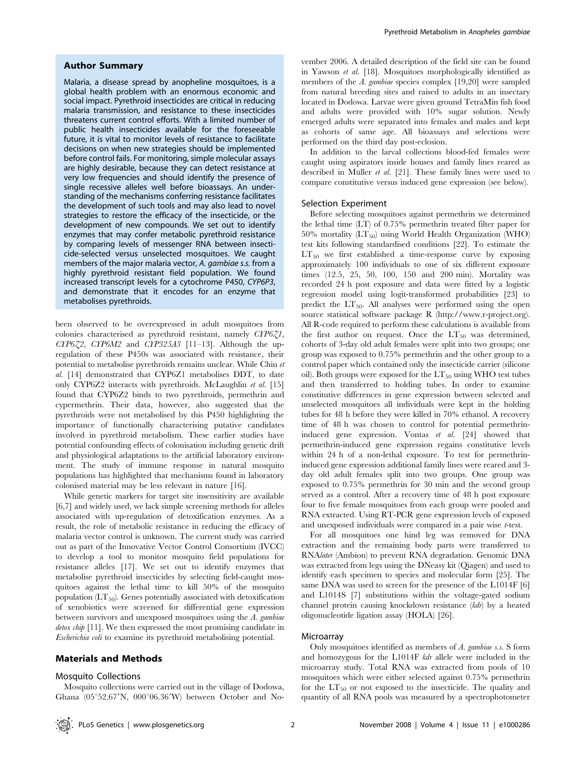## Author Summary

Malaria, a disease spread by anopheline mosquitoes, is a global health problem with an enormous economic and social impact. Pyrethroid insecticides are critical in reducing malaria transmission, and resistance to these insecticides threatens current control efforts. With a limited number of public health insecticides available for the foreseeable future, it is vital to monitor levels of resistance to facilitate decisions on when new strategies should be implemented before control fails. For monitoring, simple molecular assays are highly desirable, because they can detect resistance at very low frequencies and should identify the presence of single recessive alleles well before bioassays. An understanding of the mechanisms conferring resistance facilitates the development of such tools and may also lead to novel strategies to restore the efficacy of the insecticide, or the development of new compounds. We set out to identify enzymes that may confer metabolic pyrethroid resistance by comparing levels of messenger RNA between insecticide-selected versus unselected mosquitoes. We caught members of the major malaria vector, *A. gambiae s.s.* from a highly pyrethroid resistant field population. We found increased transcript levels for a cytochrome P450, *CYP6P3*, and demonstrate that it encodes for an enzyme that metabolises pyrethroids.

been observed to be overexpressed in adult mosquitoes from colonies characterised as pyrethroid resistant, namely *CYP6Z1*, *CYP6Z2*, *CYP6M2* and *CYP325A3* [11–13]. Although the up-regulation of these P450s was associated with resistance, their potential to metabolise pyrethroids remains unclear. While Chiu *et al.* [14] demonstrated that CYP6Z1 metabolises DDT, to date only CYP6Z2 interacts with pyrethroids. McLaughlin *et al.* [15] found that CYP6Z2 binds to two pyrethroids, permethrin and cypermethrin. Their data, however, also suggested that the pyrethroids were not metabolised by this P450 highlighting the importance of functionally characterising putative candidates involved in pyrethroid metabolism. These earlier studies have potential confounding effects of colonisation including genetic drift and physiological adaptations to the artificial laboratory environment. The study of immune response in natural mosquito populations has highlighted that mechanisms found in laboratory colonised material may be less relevant in nature [16].

While genetic markers for target site insensitivity are available [6,7] and widely used, we lack simple screening methods for alleles associated with up-regulation of detoxification enzymes. As a result, the role of metabolic resistance in reducing the efficacy of malaria vector control is unknown. The current study was carried out as part of the Innovative Vector Control Consortium (IVCC) to develop a tool to monitor mosquito field populations for resistance alleles [17]. We set out to identify enzymes that metabolise pyrethroid insecticides by selecting field-caught mosquitoes against the lethal time to kill 50% of the mosquito population ($LT_{50}$). Genes potentially associated with detoxification of xenobiotics were screened for differential gene expression between survivors and unexposed mosquitoes using the *A. gambiae detox chip* [11]. We then expressed the most promising candidate in *Escherichia coli* to examine its pyrethroid metabolising potential.

## Materials and Methods

### Mosquito Collections

Mosquito collections were carried out in the village of Dodowa, Ghana (05°52.67′N, 000°06.36′W) between October and November 2006. A detailed description of the field site can be found in Yawson *et al.* [18]. Mosquitoes morphologically identified as members of the *A. gambiae* species complex [19,20] were sampled from natural breeding sites and raised to adults in an insectary located in Dodowa. Larvae were given ground TetraMin fish food and adults were provided with 10% sugar solution. Newly emerged adults were separated into females and males and kept as cohorts of same age. All bioassays and selections were performed on the third day post-eclosion.

In addition to the larval collections blood-fed females were caught using aspirators inside houses and family lines reared as described in Müller *et al.* [21]. These family lines were used to compare constitutive versus induced gene expression (see below).

### Selection Experiment

Before selecting mosquitoes against permethrin we determined the lethal time (LT) of 0.75% permethrin treated filter paper for 50% mortality ($LT_{50}$) using World Health Organization (WHO) test kits following standardised conditions [22]. To estimate the $LT_{50}$ we first established a time-response curve by exposing approximately 100 individuals to one of six different exposure times (12.5, 25, 50, 100, 150 and 200 min). Mortality was recorded 24 h post exposure and data were fitted by a logistic regression model using logit-transformed probabilities [23] to predict the $LT_{50}$. All analyses were performed using the open source statistical software package R (http://www.r-project.org). All R-code required to perform these calculations is available from the first author on request. Once the $LT_{50}$ was determined, cohorts of 3-day old adult females were split into two groups; one group was exposed to 0.75% permethrin and the other group to a control paper which contained only the insecticide carrier (silicone oil). Both groups were exposed for the $LT_{50}$ using WHO test tubes and then transferred to holding tubes. In order to examine constitutive differences in gene expression between selected and unselected mosquitoes all individuals were kept in the holding tubes for 48 h before they were killed in 70% ethanol. A recovery time of 48 h was chosen to control for potential permethrin-induced gene expression. Vontas *et al.* [24] showed that permethrin-induced gene expression regains constitutive levels within 24 h of a non-lethal exposure. To test for permethrin-induced gene expression additional family lines were reared and 3-day old adult females split into two groups. One group was exposed to 0.75% permethrin for 30 min and the second group served as a control. After a recovery time of 48 h post exposure four to five female mosquitoes from each group were pooled and RNA extracted. Using RT-PCR gene expression levels of exposed and unexposed individuals were compared in a pair wise *t*-test.

For all mosquitoes one hind leg was removed for DNA extraction and the remaining body parts were transferred to RNA*later* (Ambion) to prevent RNA degradation. Genomic DNA was extracted from legs using the DNeasy kit (Qiagen) and used to identify each specimen to species and molecular form [25]. The same DNA was used to screen for the presence of the L1014F [6] and L1014S [7] substitutions within the voltage-gated sodium channel protein causing knockdown resistance (*kdr*) by a heated oligonucleotide ligation assay (HOLA) [26].

### Microarray

Only mosquitoes identified as members of *A. gambiae s.s.* S form and homozygous for the L1014F *kdr* allele were included in the microarray study. Total RNA was extracted from pools of 10 mosquitoes which were either selected against 0.75% permethrin for the $LT_{50}$ or not exposed to the insecticide. The quality and quantity of all RNA pools was measured by a spectrophotometer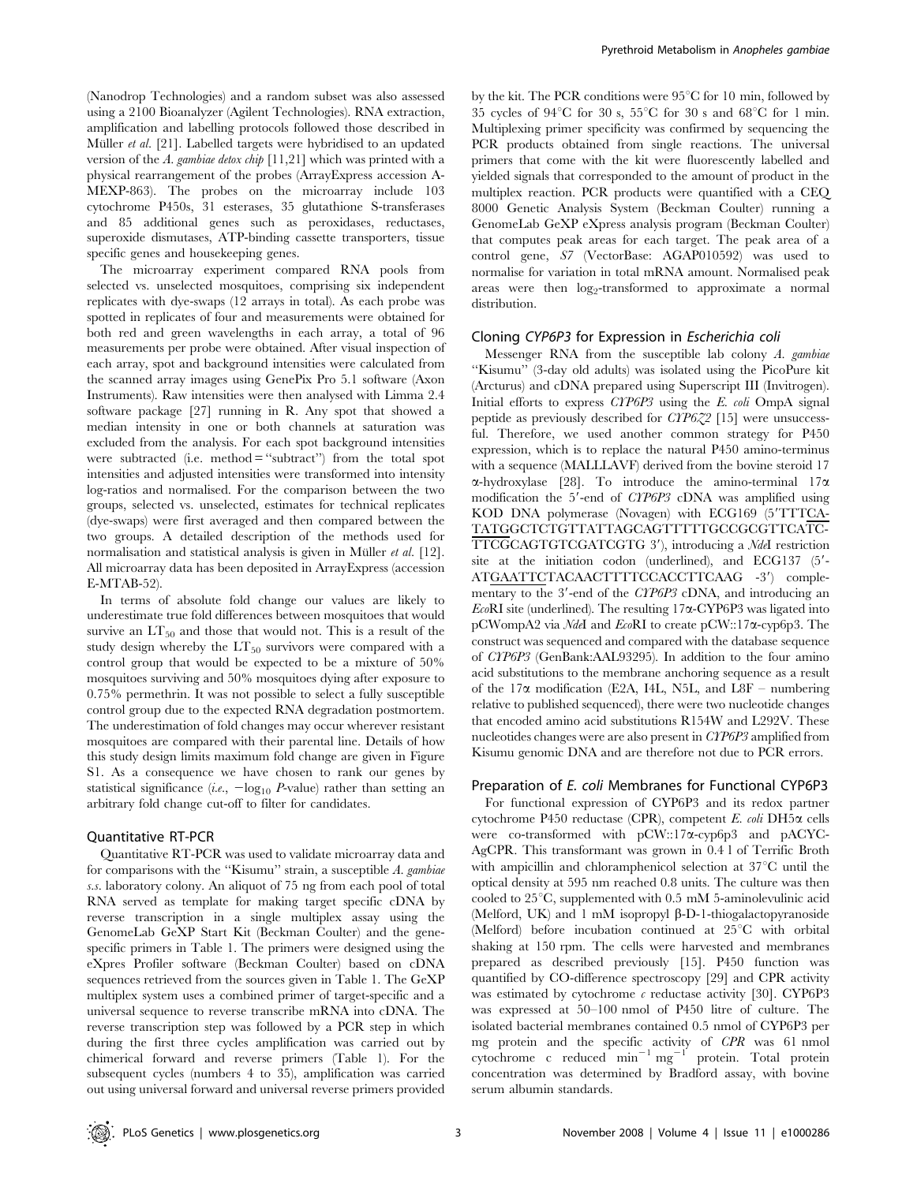(Nanodrop Technologies) and a random subset was also assessed using a 2100 Bioanalyzer (Agilent Technologies). RNA extraction, amplification and labelling protocols followed those described in Müller *et al.* [21]. Labelled targets were hybridised to an updated version of the *A. gambiae detox chip* [11,21] which was printed with a physical rearrangement of the probes (ArrayExpress accession A-MEXP-863). The probes on the microarray include 103 cytochrome P450s, 31 esterases, 35 glutathione S-transferases and 85 additional genes such as peroxidases, reductases, superoxide dismutases, ATP-binding cassette transporters, tissue specific genes and housekeeping genes.

The microarray experiment compared RNA pools from selected vs. unselected mosquitoes, comprising six independent replicates with dye-swaps (12 arrays in total). As each probe was spotted in replicates of four and measurements were obtained for both red and green wavelengths in each array, a total of 96 measurements per probe were obtained. After visual inspection of each array, spot and background intensities were calculated from the scanned array images using GenePix Pro 5.1 software (Axon Instruments). Raw intensities were then analysed with Limma 2.4 software package [27] running in R. Any spot that showed a median intensity in one or both channels at saturation was excluded from the analysis. For each spot background intensities were subtracted (i.e. method = "subtract") from the total spot intensities and adjusted intensities were transformed into intensity log-ratios and normalised. For the comparison between the two groups, selected vs. unselected, estimates for technical replicates (dye-swaps) were first averaged and then compared between the two groups. A detailed description of the methods used for normalisation and statistical analysis is given in Müller *et al.* [12]. All microarray data has been deposited in ArrayExpress (accession E-MTAB-52).

In terms of absolute fold change our values are likely to underestimate true fold differences between mosquitoes that would survive an $LT_{50}$ and those that would not. This is a result of the study design whereby the $LT_{50}$ survivors were compared with a control group that would be expected to be a mixture of 50% mosquitoes surviving and 50% mosquitoes dying after exposure to 0.75% permethrin. It was not possible to select a fully susceptible control group due to the expected RNA degradation postmortem. The underestimation of fold changes may occur wherever resistant mosquitoes are compared with their parental line. Details of how this study design limits maximum fold change are given in Figure S1. As a consequence we have chosen to rank our genes by statistical significance (*i.e.*, $-\log_{10}$ *P*-value) rather than setting an arbitrary fold change cut-off to filter for candidates.

### Quantitative RT-PCR

Quantitative RT-PCR was used to validate microarray data and for comparisons with the "Kisumu" strain, a susceptible *A. gambiae s.s.* laboratory colony. An aliquot of 75 ng from each pool of total RNA served as template for making target specific cDNA by reverse transcription in a single multiplex assay using the GenomeLab GeXP Start Kit (Beckman Coulter) and the gene-specific primers in Table 1. The primers were designed using the eXpres Profiler software (Beckman Coulter) based on cDNA sequences retrieved from the sources given in Table 1. The GeXP multiplex system uses a combined primer of target-specific and a universal sequence to reverse transcribe mRNA into cDNA. The reverse transcription step was followed by a PCR step in which during the first three cycles amplification was carried out by chimerical forward and reverse primers (Table 1). For the subsequent cycles (numbers 4 to 35), amplification was carried out using universal forward and universal reverse primers provided by the kit. The PCR conditions were 95°C for 10 min, followed by 35 cycles of 94°C for 30 s, 55°C for 30 s and 68°C for 1 min. Multiplexing primer specificity was confirmed by sequencing the PCR products obtained from single reactions. The universal primers that come with the kit were fluorescently labelled and yielded signals that corresponded to the amount of product in the multiplex reaction. PCR products were quantified with a CEQ 8000 Genetic Analysis System (Beckman Coulter) running a GenomeLab GeXP eXpress analysis program (Beckman Coulter) that computes peak areas for each target. The peak area of a control gene, *S7* (VectorBase: AGAP010592) was used to normalise for variation in total mRNA amount. Normalised peak areas were then $\log_2$-transformed to approximate a normal distribution.

### Cloning *CYP6P3* for Expression in *Escherichia coli*

Messenger RNA from the susceptible lab colony *A. gambiae* "Kisumu" (3-day old adults) was isolated using the PicoPure kit (Arcturus) and cDNA prepared using Superscript III (Invitrogen). Initial efforts to express *CYP6P3* using the *E. coli* OmpA signal peptide as previously described for *CYP6Z2* [15] were unsuccessful. Therefore, we used another common strategy for P450 expression, which is to replace the natural P450 amino-terminus with a sequence (MALLLAVF) derived from the bovine steroid 17 α-hydroxylase [28]. To introduce the amino-terminal 17α modification the 5′-end of *CYP6P3* cDNA was amplified using KOD DNA polymerase (Novagen) with ECG169 (5′TTTCATATGGCTCTGTTATTAGCAGTTTTTGCCGCGTTCATCTTCGCAGTGTCGATCGTG 3′), introducing a *Nde*I restriction site at the initiation codon (underlined), and ECG137 (5′-ATGAATTCTACAACTTTTCCACCTTCAAG -3′) complementary to the 3′-end of the *CYP6P3* cDNA, and introducing an *Eco*RI site (underlined). The resulting 17α-CYP6P3 was ligated into pCWOmpA2 via *Nde*I and *Eco*RI to create pCW::17α-cyp6p3. The construct was sequenced and compared with the database sequence of *CYP6P3* (GenBank:AAL93295). In addition to the four amino acid substitutions to the membrane anchoring sequence as a result of the 17α modification (E2A, I4L, N5L, and L8F – numbering relative to published sequenced), there were two nucleotide changes that encoded amino acid substitutions R154W and L292V. These nucleotides changes were are also present in *CYP6P3* amplified from Kisumu genomic DNA and are therefore not due to PCR errors.

### Preparation of *E. coli* Membranes for Functional CYP6P3

For functional expression of CYP6P3 and its redox partner cytochrome P450 reductase (CPR), competent *E. coli* DH5α cells were co-transformed with pCW::17α-cyp6p3 and pACYC-AgCPR. This transformant was grown in 0.4 l of Terrific Broth with ampicillin and chloramphenicol selection at 37°C until the optical density at 595 nm reached 0.8 units. The culture was then cooled to 25°C, supplemented with 0.5 mM 5-aminolevulinic acid (Melford, UK) and 1 mM isopropyl β-D-1-thiogalactopyranoside (Melford) before incubation continued at 25°C with orbital shaking at 150 rpm. The cells were harvested and membranes prepared as described previously [15]. P450 function was quantified by CO-difference spectroscopy [29] and CPR activity was estimated by cytochrome *c* reductase activity [30]. CYP6P3 was expressed at 50–100 nmol of P450 litre of culture. The isolated bacterial membranes contained 0.5 nmol of CYP6P3 per mg protein and the specific activity of *CPR* was 61 nmol cytochrome c reduced $\min^{-1}\,\text{mg}^{-1}$ protein. Total protein concentration was determined by Bradford assay, with bovine serum albumin standards.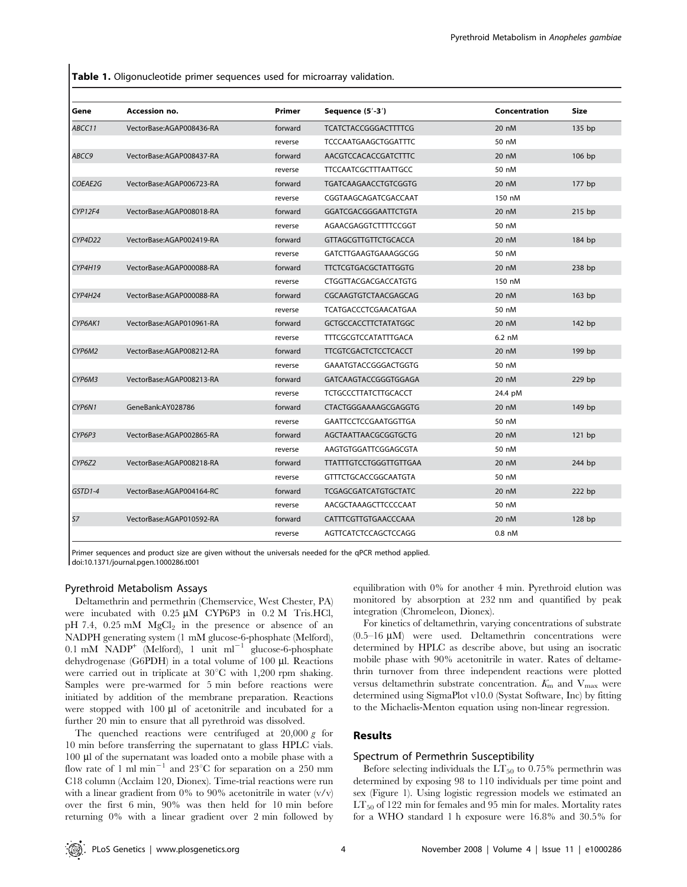**Table 1.** Oligonucleotide primer sequences used for microarray validation.

| Gene | Accession no. | Primer | Sequence (5′-3′) | Concentration | Size |
|---|---|---|---|---|---|
| *ABCC11* | VectorBase:AGAP008436-RA | forward | TCATCTACCGGGACTTTTCG | 20 nM | 135 bp |
| | | reverse | TCCCAATGAAGCTGGATTTC | 50 nM | |
| *ABCC9* | VectorBase:AGAP008437-RA | forward | AACGTCCACACCGATCTTTC | 20 nM | 106 bp |
| | | reverse | TTCCAATCGCTTTAATTGCC | 50 nM | |
| *COEAE2G* | VectorBase:AGAP006723-RA | forward | TGATCAAGAACCTGTCGGTG | 20 nM | 177 bp |
| | | reverse | CGGTAAGCAGATCGACCAAT | 150 nM | |
| *CYP12F4* | VectorBase:AGAP008018-RA | forward | GGATCGACGGGAATTCTGTA | 20 nM | 215 bp |
| | | reverse | AGAACGAGGTCTTTTCCGGT | 50 nM | |
| *CYP4D22* | VectorBase:AGAP002419-RA | forward | GTTAGCGTTGTTCTGCACCA | 20 nM | 184 bp |
| | | reverse | GATCTTGAAGTGAAAGGCGG | 50 nM | |
| *CYP4H19* | VectorBase:AGAP000088-RA | forward | TTCTCGTGACGCTATTGGTG | 20 nM | 238 bp |
| | | reverse | CTGGTTACGACGACCATGTG | 150 nM | |
| *CYP4H24* | VectorBase:AGAP000088-RA | forward | CGCAAGTGTCTAACGAGCAG | 20 nM | 163 bp |
| | | reverse | TCATGACCCTCGAACATGAA | 50 nM | |
| *CYP6AK1* | VectorBase:AGAP010961-RA | forward | GCTGCCACCTTCTATATGGC | 20 nM | 142 bp |
| | | reverse | TTTCGCGTCCATATTTGACA | 6.2 nM | |
| *CYP6M2* | VectorBase:AGAP008212-RA | forward | TTCGTCGACTCTCCTCACCT | 20 nM | 199 bp |
| | | reverse | GAAATGTACCGGGACTGGTG | 50 nM | |
| *CYP6M3* | VectorBase:AGAP008213-RA | forward | GATCAAGTACCGGGTGGAGA | 20 nM | 229 bp |
| | | reverse | TCTGCCCTTATCTTGCACCT | 24.4 pM | |
| *CYP6N1* | GeneBank:AY028786 | forward | CTACTGGGAAAAGCGAGGTG | 20 nM | 149 bp |
| | | reverse | GAATTCCTCCGAATGGTTGA | 50 nM | |
| *CYP6P3* | VectorBase:AGAP002865-RA | forward | AGCTAATTAACGCGGTGCTG | 20 nM | 121 bp |
| | | reverse | AAGTGTGGATTCGGAGCGTA | 50 nM | |
| *CYP6Z2* | VectorBase:AGAP008218-RA | forward | TTATTTGTCCTGGGTTGTTGAA | 20 nM | 244 bp |
| | | reverse | GTTTCTGCACCGGCAATGTA | 50 nM | |
| *GSTD1-4* | VectorBase:AGAP004164-RC | forward | TCGAGCGATCATGTGCTATC | 20 nM | 222 bp |
| | | reverse | AACGCTAAAGCTTCCCCAAT | 50 nM | |
| *S7* | VectorBase:AGAP010592-RA | forward | CATTTCGTTGTGAACCCAAA | 20 nM | 128 bp |
| | | reverse | AGTTCATCTCCAGCTCCAGG | 0.8 nM | |

Primer sequences and product size are given without the universals needed for the qPCR method applied.
doi:10.1371/journal.pgen.1000286.t001

### Pyrethroid Metabolism Assays

Deltamethrin and permethrin (Chemservice, West Chester, PA) were incubated with 0.25 µM CYP6P3 in 0.2 M Tris.HCl, pH 7.4, 0.25 mM $MgCl_2$ in the presence or absence of an NADPH generating system (1 mM glucose-6-phosphate (Melford), 0.1 mM $NADP^+$ (Melford), 1 unit $ml^{-1}$ glucose-6-phosphate dehydrogenase (G6PDH) in a total volume of 100 µl. Reactions were carried out in triplicate at 30°C with 1,200 rpm shaking. Samples were pre-warmed for 5 min before reactions were initiated by addition of the membrane preparation. Reactions were stopped with 100 µl of acetonitrile and incubated for a further 20 min to ensure that all pyrethroid was dissolved.

The quenched reactions were centrifuged at 20,000 *g* for 10 min before transferring the supernatant to glass HPLC vials. 100 µl of the supernatant was loaded onto a mobile phase with a flow rate of 1 ml $min^{-1}$ and 23°C for separation on a 250 mm C18 column (Acclaim 120, Dionex). Time-trial reactions were run with a linear gradient from 0% to 90% acetonitrile in water (v/v) over the first 6 min, 90% was then held for 10 min before returning 0% with a linear gradient over 2 min followed by equilibration with 0% for another 4 min. Pyrethroid elution was monitored by absorption at 232 nm and quantified by peak integration (Chromeleon, Dionex).

For kinetics of deltamethrin, varying concentrations of substrate (0.5–16 µM) were used. Deltamethrin concentrations were determined by HPLC as describe above, but using an isocratic mobile phase with 90% acetonitrile in water. Rates of deltamethrin turnover from three independent reactions were plotted versus deltamethrin substrate concentration. $K_m$ and $V_{max}$ were determined using SigmaPlot v10.0 (Systat Software, Inc) by fitting to the Michaelis-Menton equation using non-linear regression.

## Results

### Spectrum of Permethrin Susceptibility

Before selecting individuals the $LT_{50}$ to 0.75% permethrin was determined by exposing 98 to 110 individuals per time point and sex (Figure 1). Using logistic regression models we estimated an $LT_{50}$ of 122 min for females and 95 min for males. Mortality rates for a WHO standard 1 h exposure were 16.8% and 30.5% for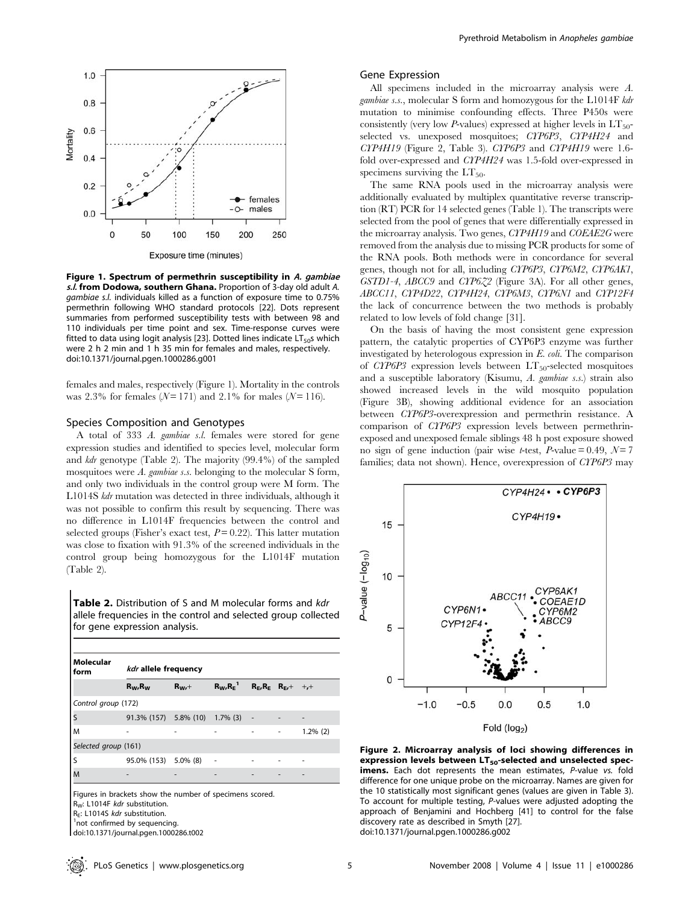Figure 1. Spectrum of permethrin susceptibility in *A. gambiae s.l.* from Dodowa, southern Ghana. Proportion of 3-day old adult *A. gambiae s.l.* individuals killed as a function of exposure time to 0.75% permethrin following WHO standard protocols [22]. Dots represent summaries from performed susceptibility tests with between 98 and 110 individuals per time point and sex. Time-response curves were fitted to data using logit analysis [23]. Dotted lines indicate $LT_{50}$s which were 2 h 2 min and 1 h 35 min for females and males, respectively. doi:10.1371/journal.pgen.1000286.g001

females and males, respectively (Figure 1). Mortality in the controls was 2.3% for females ($N = 171$) and 2.1% for males ($N = 116$).

### Species Composition and Genotypes

A total of 333 *A. gambiae s.l.* females were stored for gene expression studies and identified to species level, molecular form and *kdr* genotype (Table 2). The majority (99.4%) of the sampled mosquitoes were *A. gambiae s.s.* belonging to the molecular S form, and only two individuals in the control group were M form. The L1014S *kdr* mutation was detected in three individuals, although it was not possible to confirm this result by sequencing. There was no difference in L1014F frequencies between the control and selected groups (Fisher's exact test, $P = 0.22$). This latter mutation was close to fixation with 91.3% of the screened individuals in the control group being homozygous for the L1014F mutation (Table 2).

**Table 2.** Distribution of S and M molecular forms and *kdr* allele frequencies in the control and selected group collected for gene expression analysis.

| Molecular form | *kdr* allele frequency | | | | | |
|---|---|---|---|---|---|---|
| | $R_W,R_W$ | $R_W,+$ | $R_W,R_E$ [1] | $R_E,R_E$ | $R_E,+$ | $+,+$ |
| *Control group (172)* | | | | | | |
| S | 91.3% (157) | 5.8% (10) | 1.7% (3) | - | - | - |
| M | - | - | - | - | - | 1.2% (2) |
| *Selected group (161)* | | | | | | |
| S | 95.0% (153) | 5.0% (8) | - | - | - | - |
| M | - | - | - | - | - | - |

Figures in brackets show the number of specimens scored.
$R_W$: L1014F *kdr* substitution.
$R_E$: L1014S *kdr* substitution.
[1]not confirmed by sequencing.
doi:10.1371/journal.pgen.1000286.t002

### Gene Expression

All specimens included in the microarray analysis were *A. gambiae s.s.*, molecular S form and homozygous for the L1014F *kdr* mutation to minimise confounding effects. Three P450s were consistently (very low *P*-values) expressed at higher levels in $LT_{50}$-selected vs. unexposed mosquitoes; *CYP6P3*, *CYP4H24* and *CYP4H19* (Figure 2, Table 3). *CYP6P3* and *CYP4H19* were 1.6-fold over-expressed and *CYP4H24* was 1.5-fold over-expressed in specimens surviving the $LT_{50}$.

The same RNA pools used in the microarray analysis were additionally evaluated by multiplex quantitative reverse transcription (RT) PCR for 14 selected genes (Table 1). The transcripts were selected from the pool of genes that were differentially expressed in the microarray analysis. Two genes, *CYP4H19* and *COEAE2G* were removed from the analysis due to missing PCR products for some of the RNA pools. Both methods were in concordance for several genes, though not for all, including *CYP6P3*, *CYP6M2*, *CYP6AK1*, *GSTD1-4*, *ABCC9* and *CYP6Z2* (Figure 3A). For all other genes, *ABCC11*, *CYP4D22*, *CYP4H24*, *CYP6M3*, *CYP6N1* and *CYP12F4* the lack of concurrence between the two methods is probably related to low levels of fold change [31].

On the basis of having the most consistent gene expression pattern, the catalytic properties of CYP6P3 enzyme was further investigated by heterologous expression in *E. coli*. The comparison of *CYP6P3* expression levels between $LT_{50}$-selected mosquitoes and a susceptible laboratory (Kisumu, *A. gambiae s.s.*) strain also showed increased levels in the wild mosquito population (Figure 3B), showing additional evidence for an association between *CYP6P3*-overexpression and permethrin resistance. A comparison of *CYP6P3* expression levels between permethrin-exposed and unexposed female siblings 48 h post exposure showed no sign of gene induction (pair wise *t*-test, *P*-value = 0.49, $N = 7$ families; data not shown). Hence, overexpression of *CYP6P3* may

Figure 2. Microarray analysis of loci showing differences in expression levels between $LT_{50}$-selected and unselected specimens. Each dot represents the mean estimates, *P*-value *vs.* fold difference for one unique probe on the microarray. Names are given for the 10 statistically most significant genes (values are given in Table 3). To account for multiple testing, *P*-values were adjusted adopting the approach of Benjamini and Hochberg [41] to control for the false discovery rate as described in Smyth [27]. doi:10.1371/journal.pgen.1000286.g002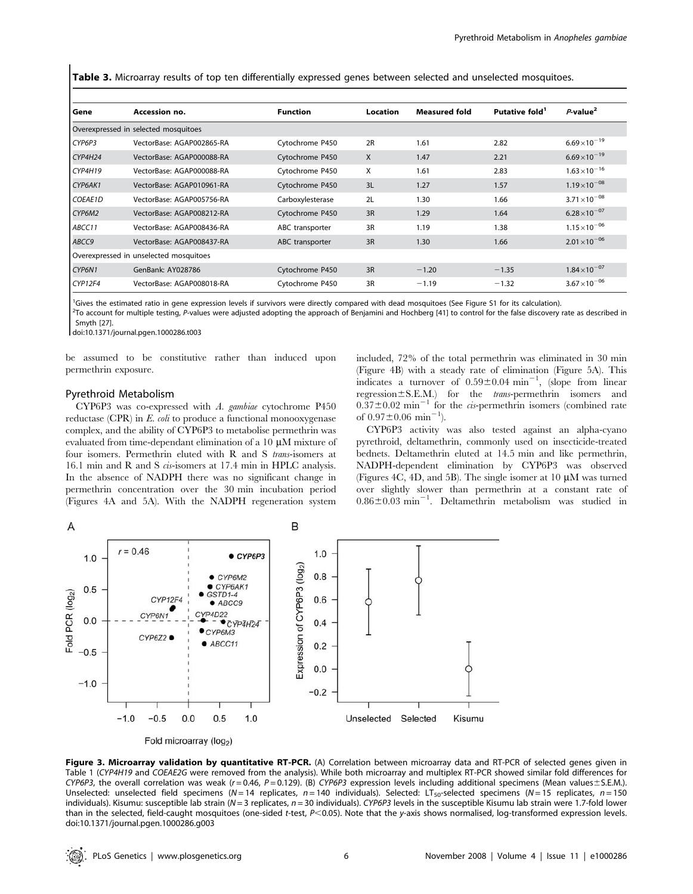**Table 3.** Microarray results of top ten differentially expressed genes between selected and unselected mosquitoes.

| Gene | Accession no. | Function | Location | Measured fold | Putative fold[1] | P-value[2] |
|---|---|---|---|---|---|---|
| Overexpressed in selected mosquitoes | | | | | | |
| *CYP6P3* | VectorBase: AGAP002865-RA | Cytochrome P450 | 2R | 1.61 | 2.82 | $6.69\times10^{-19}$ |
| *CYP4H24* | VectorBase: AGAP000088-RA | Cytochrome P450 | X | 1.47 | 2.21 | $6.69\times10^{-19}$ |
| *CYP4H19* | VectorBase: AGAP000088-RA | Cytochrome P450 | X | 1.61 | 2.83 | $1.63\times10^{-16}$ |
| *CYP6AK1* | VectorBase: AGAP010961-RA | Cytochrome P450 | 3L | 1.27 | 1.57 | $1.19\times10^{-08}$ |
| *COEAE1D* | VectorBase: AGAP005756-RA | Carboxylesterase | 2L | 1.30 | 1.66 | $3.71\times10^{-08}$ |
| *CYP6M2* | VectorBase: AGAP008212-RA | Cytochrome P450 | 3R | 1.29 | 1.64 | $6.28\times10^{-07}$ |
| *ABCC11* | VectorBase: AGAP008436-RA | ABC transporter | 3R | 1.19 | 1.38 | $1.15\times10^{-06}$ |
| *ABCC9* | VectorBase: AGAP008437-RA | ABC transporter | 3R | 1.30 | 1.66 | $2.01\times10^{-06}$ |
| Overexpressed in unselected mosquitoes | | | | | | |
| *CYP6N1* | GenBank: AY028786 | Cytochrome P450 | 3R | −1.20 | −1.35 | $1.84\times10^{-07}$ |
| *CYP12F4* | VectorBase: AGAP008018-RA | Cytochrome P450 | 3R | −1.19 | −1.32 | $3.67\times10^{-06}$ |

[1]Gives the estimated ratio in gene expression levels if survivors were directly compared with dead mosquitoes (See Figure S1 for its calculation).

[2]To account for multiple testing, P-values were adjusted adopting the approach of Benjamini and Hochberg [41] to control for the false discovery rate as described in Smyth [27].

doi:10.1371/journal.pgen.1000286.t003

be assumed to be constitutive rather than induced upon permethrin exposure.

## Pyrethroid Metabolism

CYP6P3 was co-expressed with *A. gambiae* cytochrome P450 reductase (CPR) in *E. coli* to produce a functional monooxygenase complex, and the ability of CYP6P3 to metabolise permethrin was evaluated from time-dependant elimination of a 10 µM mixture of four isomers. Permethrin eluted with R and S *trans*-isomers at 16.1 min and R and S *cis*-isomers at 17.4 min in HPLC analysis. In the absence of NADPH there was no significant change in permethrin concentration over the 30 min incubation period (Figures 4A and 5A). With the NADPH regeneration system included, 72% of the total permethrin was eliminated in 30 min (Figure 4B) with a steady rate of elimination (Figure 5A). This indicates a turnover of $0.59\pm0.04\ \text{min}^{-1}$, (slope from linear regression±S.E.M.) for the *trans*-permethrin isomers and $0.37\pm0.02\ \text{min}^{-1}$ for the *cis*-permethrin isomers (combined rate of $0.97\pm0.06\ \text{min}^{-1}$).

CYP6P3 activity was also tested against an alpha-cyano pyrethroid, deltamethrin, commonly used on insecticide-treated bednets. Deltamethrin eluted at 14.5 min and like permethrin, NADPH-dependent elimination by CYP6P3 was observed (Figures 4C, 4D, and 5B). The single isomer at 10 µM was turned over slightly slower than permethrin at a constant rate of $0.86\pm0.03\ \text{min}^{-1}$. Deltamethrin metabolism was studied in

**Figure 3. Microarray validation by quantitative RT-PCR.** (A) Correlation between microarray data and RT-PCR of selected genes given in Table 1 (*CYP4H19* and *COEAE2G* were removed from the analysis). While both microarray and multiplex RT-PCR showed similar fold differences for *CYP6P3*, the overall correlation was weak ($r=0.46$, $P=0.129$). (B) *CYP6P3* expression levels including additional specimens (Mean values±S.E.M.). Unselected: unselected field specimens ($N=14$ replicates, $n=140$ individuals). Selected: $LT_{50}$-selected specimens ($N=15$ replicates, $n=150$ individuals). Kisumu: susceptible lab strain ($N=3$ replicates, $n=30$ individuals). *CYP6P3* levels in the susceptible Kisumu lab strain were 1.7-fold lower than in the selected, field-caught mosquitoes (one-sided t-test, $P<0.05$). Note that the y-axis shows normalised, log-transformed expression levels.

doi:10.1371/journal.pgen.1000286.g003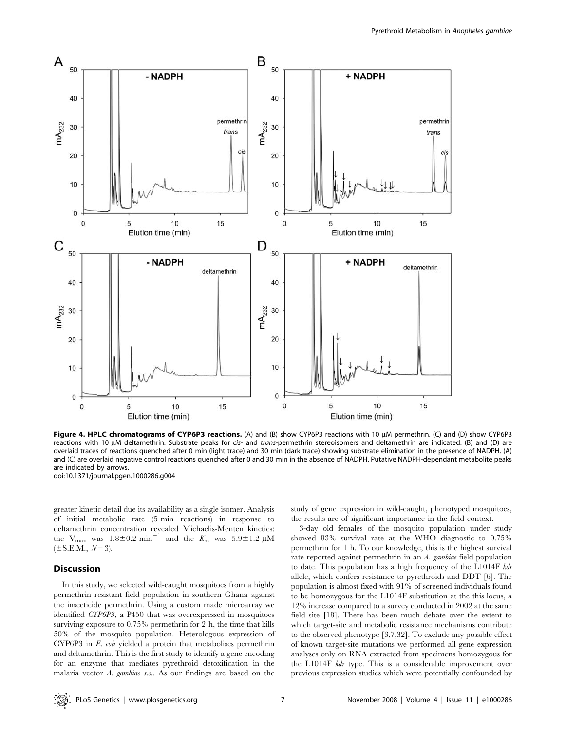**Figure 4. HPLC chromatograms of CYP6P3 reactions.** (A) and (B) show CYP6P3 reactions with 10 μM permethrin. (C) and (D) show CYP6P3 reactions with 10 μM deltamethrin. Substrate peaks for *cis*- and *trans*-permethrin stereoisomers and deltamethrin are indicated. (B) and (D) are overlaid traces of reactions quenched after 0 min (light trace) and 30 min (dark trace) showing substrate elimination in the presence of NADPH. (A) and (C) are overlaid negative control reactions quenched after 0 and 30 min in the absence of NADPH. Putative NADPH-dependant metabolite peaks are indicated by arrows.
doi:10.1371/journal.pgen.1000286.g004

greater kinetic detail due its availability as a single isomer. Analysis of initial metabolic rate (5 min reactions) in response to deltamethrin concentration revealed Michaelis-Menten kinetics: the $V_{max}$ was $1.8 \pm 0.2\ min^{-1}$ and the $K_m$ was $5.9 \pm 1.2$ μM (±S.E.M., $N = 3$).

## Discussion

In this study, we selected wild-caught mosquitoes from a highly permethrin resistant field population in southern Ghana against the insecticide permethrin. Using a custom made microarray we identified *CYP6P3*, a P450 that was overexpressed in mosquitoes surviving exposure to 0.75% permethrin for 2 h, the time that kills 50% of the mosquito population. Heterologous expression of CYP6P3 in *E. coli* yielded a protein that metabolises permethrin and deltamethrin. This is the first study to identify a gene encoding for an enzyme that mediates pyrethroid detoxification in the malaria vector *A. gambiae s.s.*. As our findings are based on the study of gene expression in wild-caught, phenotyped mosquitoes, the results are of significant importance in the field context.

3-day old females of the mosquito population under study showed 83% survival rate at the WHO diagnostic to 0.75% permethrin for 1 h. To our knowledge, this is the highest survival rate reported against permethrin in an *A. gambiae* field population to date. This population has a high frequency of the L1014F *kdr* allele, which confers resistance to pyrethroids and DDT [6]. The population is almost fixed with 91% of screened individuals found to be homozygous for the L1014F substitution at the this locus, a 12% increase compared to a survey conducted in 2002 at the same field site [18]. There has been much debate over the extent to which target-site and metabolic resistance mechanisms contribute to the observed phenotype [3,7,32]. To exclude any possible effect of known target-site mutations we performed all gene expression analyses only on RNA extracted from specimens homozygous for the L1014F *kdr* type. This is a considerable improvement over previous expression studies which were potentially confounded by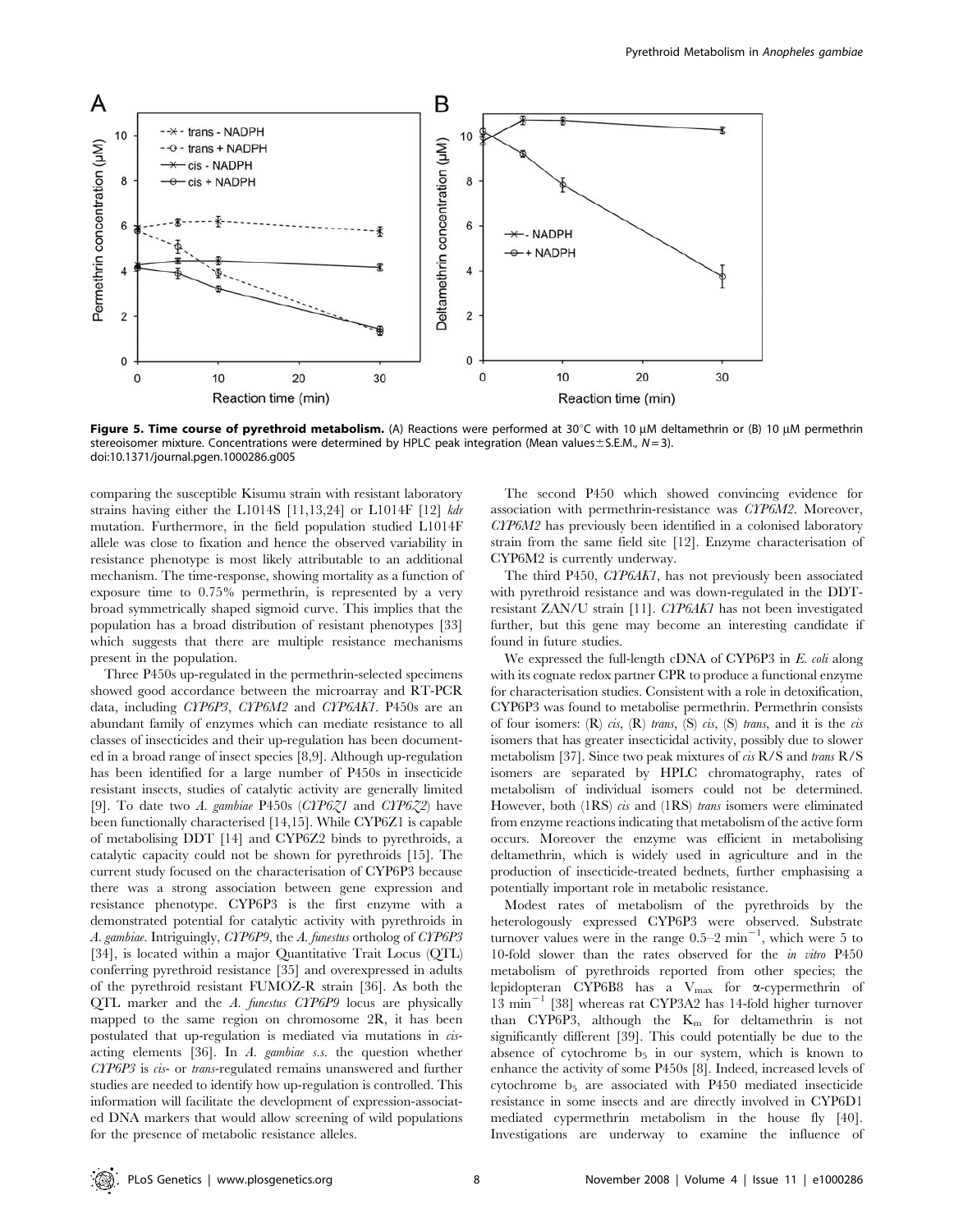**Figure 5. Time course of pyrethroid metabolism.** (A) Reactions were performed at 30°C with 10 µM deltamethrin or (B) 10 µM permethrin stereoisomer mixture. Concentrations were determined by HPLC peak integration (Mean values±S.E.M., $N = 3$).
doi:10.1371/journal.pgen.1000286.g005

comparing the susceptible Kisumu strain with resistant laboratory strains having either the L1014S [11,13,24] or L1014F [12] *kdr* mutation. Furthermore, in the field population studied L1014F allele was close to fixation and hence the observed variability in resistance phenotype is most likely attributable to an additional mechanism. The time-response, showing mortality as a function of exposure time to 0.75% permethrin, is represented by a very broad symmetrically shaped sigmoid curve. This implies that the population has a broad distribution of resistant phenotypes [33] which suggests that there are multiple resistance mechanisms present in the population.

Three P450s up-regulated in the permethrin-selected specimens showed good accordance between the microarray and RT-PCR data, including *CYP6P3*, *CYP6M2* and *CYP6AK1*. P450s are an abundant family of enzymes which can mediate resistance to all classes of insecticides and their up-regulation has been documented in a broad range of insect species [8,9]. Although up-regulation has been identified for a large number of P450s in insecticide resistant insects, studies of catalytic activity are generally limited [9]. To date two *A. gambiae* P450s (*CYP6Z1* and *CYP6Z2*) have been functionally characterised [14,15]. While CYP6Z1 is capable of metabolising DDT [14] and CYP6Z2 binds to pyrethroids, a catalytic capacity could not be shown for pyrethroids [15]. The current study focused on the characterisation of CYP6P3 because there was a strong association between gene expression and resistance phenotype. CYP6P3 is the first enzyme with a demonstrated potential for catalytic activity with pyrethroids in *A. gambiae*. Intriguingly, *CYP6P9*, the *A. funestus* ortholog of *CYP6P3* [34], is located within a major Quantitative Trait Locus (QTL) conferring pyrethroid resistance [35] and overexpressed in adults of the pyrethroid resistant FUMOZ-R strain [36]. As both the QTL marker and the *A. funestus CYP6P9* locus are physically mapped to the same region on chromosome 2R, it has been postulated that up-regulation is mediated via mutations in *cis*-acting elements [36]. In *A. gambiae s.s.* the question whether *CYP6P3* is *cis*- or *trans*-regulated remains unanswered and further studies are needed to identify how up-regulation is controlled. This information will facilitate the development of expression-associated DNA markers that would allow screening of wild populations for the presence of metabolic resistance alleles.

The second P450 which showed convincing evidence for association with permethrin-resistance was *CYP6M2*. Moreover, *CYP6M2* has previously been identified in a colonised laboratory strain from the same field site [12]. Enzyme characterisation of CYP6M2 is currently underway.

The third P450, *CYP6AK1*, has not previously been associated with pyrethroid resistance and was down-regulated in the DDT-resistant ZAN/U strain [11]. *CYP6AK1* has not been investigated further, but this gene may become an interesting candidate if found in future studies.

We expressed the full-length cDNA of CYP6P3 in *E. coli* along with its cognate redox partner CPR to produce a functional enzyme for characterisation studies. Consistent with a role in detoxification, CYP6P3 was found to metabolise permethrin. Permethrin consists of four isomers: (R) *cis*, (R) *trans*, (S) *cis*, (S) *trans*, and it is the *cis* isomers that has greater insecticidal activity, possibly due to slower metabolism [37]. Since two peak mixtures of *cis* R/S and *trans* R/S isomers are separated by HPLC chromatography, rates of metabolism of individual isomers could not be determined. However, both (1RS) *cis* and (1RS) *trans* isomers were eliminated from enzyme reactions indicating that metabolism of the active form occurs. Moreover the enzyme was efficient in metabolising deltamethrin, which is widely used in agriculture and in the production of insecticide-treated bednets, further emphasising a potentially important role in metabolic resistance.

Modest rates of metabolism of the pyrethroids by the heterologously expressed CYP6P3 were observed. Substrate turnover values were in the range 0.5–2 $\text{min}^{-1}$, which were 5 to 10-fold slower than the rates observed for the *in vitro* P450 metabolism of pyrethroids reported from other species; the lepidopteran CYP6B8 has a $V_{max}$ for α-cypermethrin of 13 $\text{min}^{-1}$ [38] whereas rat CYP3A2 has 14-fold higher turnover than CYP6P3, although the $K_m$ for deltamethrin is not significantly different [39]. This could potentially be due to the absence of cytochrome $b_5$ in our system, which is known to enhance the activity of some P450s [8]. Indeed, increased levels of cytochrome $b_5$ are associated with P450 mediated insecticide resistance in some insects and are directly involved in CYP6D1 mediated cypermethrin metabolism in the house fly [40]. Investigations are underway to examine the influence of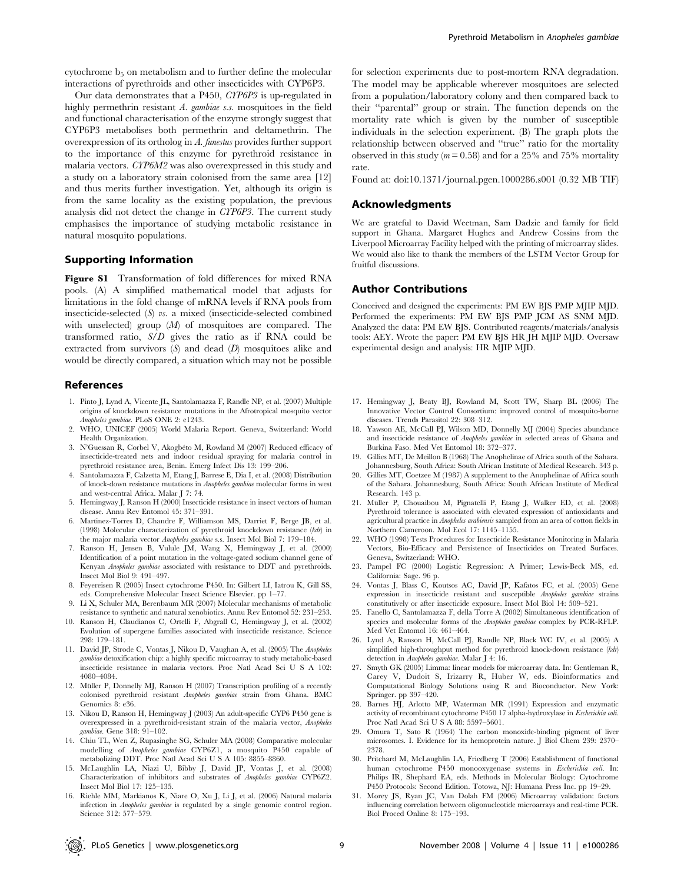cytochrome $b_5$ on metabolism and to further define the molecular interactions of pyrethroids and other insecticides with CYP6P3.

Our data demonstrates that a P450, *CYP6P3* is up-regulated in highly permethrin resistant *A. gambiae s.s.* mosquitoes in the field and functional characterisation of the enzyme strongly suggest that CYP6P3 metabolises both permethrin and deltamethrin. The overexpression of its ortholog in *A. funestus* provides further support to the importance of this enzyme for pyrethroid resistance in malaria vectors. *CYP6M2* was also overexpressed in this study and a study on a laboratory strain colonised from the same area [12] and thus merits further investigation. Yet, although its origin is from the same locality as the existing population, the previous analysis did not detect the change in *CYP6P3*. The current study emphasises the importance of studying metabolic resistance in natural mosquito populations.

## Supporting Information

**Figure S1** Transformation of fold differences for mixed RNA pools. (A) A simplified mathematical model that adjusts for limitations in the fold change of mRNA levels if RNA pools from insecticide-selected (*S*) *vs.* a mixed (insecticide-selected combined with unselected) group (*M*) of mosquitoes are compared. The transformed ratio, *S*/*D* gives the ratio as if RNA could be extracted from survivors (*S*) and dead (*D*) mosquitoes alike and would be directly compared, a situation which may not be possible for selection experiments due to post-mortem RNA degradation. The model may be applicable wherever mosquitoes are selected from a population/laboratory colony and then compared back to their "parental" group or strain. The function depends on the mortality rate which is given by the number of susceptible individuals in the selection experiment. (B) The graph plots the relationship between observed and "true" ratio for the mortality observed in this study ($m = 0.58$) and for a 25% and 75% mortality rate.

Found at: doi:10.1371/journal.pgen.1000286.s001 (0.32 MB TIF)

## Acknowledgments

We are grateful to David Weetman, Sam Dadzie and family for field support in Ghana. Margaret Hughes and Andrew Cossins from the Liverpool Microarray Facility helped with the printing of microarray slides. We would also like to thank the members of the LSTM Vector Group for fruitful discussions.

## Author Contributions

Conceived and designed the experiments: PM EW BJS PMP MJIP MJD. Performed the experiments: PM EW BJS PMP JCM AS SNM MJD. Analyzed the data: PM EW BJS. Contributed reagents/materials/analysis tools: AEY. Wrote the paper: PM EW BJS HR JH MJIP MJD. Oversaw experimental design and analysis: HR MJIP MJD.

## References

1. Pinto J, Lynd A, Vicente JL, Santolamazza F, Randle NP, et al. (2007) Multiple origins of knockdown resistance mutations in the Afrotropical mosquito vector *Anopheles gambiae*. PLoS ONE 2: e1243.
2. WHO, UNICEF (2005) World Malaria Report. Geneva, Switzerland: World Health Organization.
3. N'Guessan R, Corbel V, Akogbéto M, Rowland M (2007) Reduced efficacy of insecticide-treated nets and indoor residual spraying for malaria control in pyrethroid resistance area, Benin. Emerg Infect Dis 13: 199–206.
4. Santolamazza F, Calzetta M, Etang J, Barrese E, Dia I, et al. (2008) Distribution of knock-down resistance mutations in *Anopheles gambiae* molecular forms in west and west-central Africa. Malar J 7: 74.
5. Hemingway J, Ranson H (2000) Insecticide resistance in insect vectors of human disease. Annu Rev Entomol 45: 371–391.
6. Martinez-Torres D, Chandre F, Williamson MS, Darriet F, Berge JB, et al. (1998) Molecular characterization of pyrethroid knockdown resistance (*kdr*) in the major malaria vector *Anopheles gambiae* s.s. Insect Mol Biol 7: 179–184.
7. Ranson H, Jensen B, Vulule JM, Wang X, Hemingway J, et al. (2000) Identification of a point mutation in the voltage-gated sodium channel gene of Kenyan *Anopheles gambiae* associated with resistance to DDT and pyrethroids. Insect Mol Biol 9: 491–497.
8. Feyereisen R (2005) Insect cytochrome P450. In: Gilbert LI, Iatrou K, Gill SS, eds. Comprehensive Molecular Insect Science Elsevier. pp 1–77.
9. Li X, Schuler MA, Berenbaum MR (2007) Molecular mechanisms of metabolic resistance to synthetic and natural xenobiotics. Annu Rev Entomol 52: 231–253.
10. Ranson H, Claudianos C, Ortelli F, Abgrall C, Hemingway J, et al. (2002) Evolution of supergene families associated with insecticide resistance. Science 298: 179–181.
11. David JP, Strode C, Vontas J, Nikou D, Vaughan A, et al. (2005) The *Anopheles gambiae* detoxification chip: a highly specific microarray to study metabolic-based insecticide resistance in malaria vectors. Proc Natl Acad Sci U S A 102: 4080–4084.
12. Müller P, Donnelly MJ, Ranson H (2007) Transcription profiling of a recently colonised pyrethroid resistant *Anopheles gambiae* strain from Ghana. BMC Genomics 8: e36.
13. Nikou D, Ranson H, Hemingway J (2003) An adult-specific CYP6 P450 gene is overexpressed in a pyrethroid-resistant strain of the malaria vector, *Anopheles gambiae*. Gene 318: 91–102.
14. Chiu TL, Wen Z, Rupasinghe SG, Schuler MA (2008) Comparative molecular modelling of *Anopheles gambiae* CYP6Z1, a mosquito P450 capable of metabolizing DDT. Proc Natl Acad Sci U S A 105: 8855–8860.
15. McLaughlin LA, Niazi U, Bibby J, David JP, Vontas J, et al. (2008) Characterization of inhibitors and substrates of *Anopheles gambiae* CYP6Z2. Insect Mol Biol 17: 125–135.
16. Riehle MM, Markianos K, Niare O, Xu J, Li J, et al. (2006) Natural malaria infection in *Anopheles gambiae* is regulated by a single genomic control region. Science 312: 577–579.
17. Hemingway J, Beaty BJ, Rowland M, Scott TW, Sharp BL (2006) The Innovative Vector Control Consortium: improved control of mosquito-borne diseases. Trends Parasitol 22: 308–312.
18. Yawson AE, McCall PJ, Wilson MD, Donnelly MJ (2004) Species abundance and insecticide resistance of *Anopheles gambiae* in selected areas of Ghana and Burkina Faso. Med Vet Entomol 18: 372–377.
19. Gillies MT, De Meillon B (1968) The Anophelinae of Africa south of the Sahara. Johannesburg, South Africa: South African Institute of Medical Research. 343 p.
20. Gillies MT, Coetzee M (1987) A supplement to the Anophelinae of Africa south of the Sahara. Johannesburg, South Africa: South African Institute of Medical Research. 143 p.
21. Müller P, Chouaibou M, Pignatelli P, Etang J, Walker ED, et al. (2008) Pyrethroid tolerance is associated with elevated expression of antioxidants and agricultural practice in *Anopheles arabiensis* sampled from an area of cotton fields in Northern Cameroon. Mol Ecol 17: 1145–1155.
22. WHO (1998) Tests Procedures for Insecticide Resistance Monitoring in Malaria Vectors, Bio-Efficacy and Persistence of Insecticides on Treated Surfaces. Geneva, Switzerland: WHO.
23. Pampel FC (2000) Logistic Regression: A Primer; Lewis-Beck MS, ed. California: Sage. 96 p.
24. Vontas J, Blass C, Koutsos AC, David JP, Kafatos FC, et al. (2005) Gene expression in insecticide resistant and susceptible *Anopheles gambiae* strains constitutively or after insecticide exposure. Insect Mol Biol 14: 509–521.
25. Fanello C, Santolamazza F, della Torre A (2002) Simultaneous identification of species and molecular forms of the *Anopheles gambiae* complex by PCR-RFLP. Med Vet Entomol 16: 461–464.
26. Lynd A, Ranson H, McCall PJ, Randle NP, Black WC IV, et al. (2005) A simplified high-throughput method for pyrethroid knock-down resistance (*kdr*) detection in *Anopheles gambiae*. Malar J 4: 16.
27. Smyth GK (2005) Limma: linear models for microarray data. In: Gentleman R, Carey V, Dudoit S, Irizarry R, Huber W, eds. Bioinformatics and Computational Biology Solutions using R and Bioconductor. New York: Springer. pp 397–420.
28. Barnes HJ, Arlotto MP, Waterman MR (1991) Expression and enzymatic activity of recombinant cytochrome P450 17 alpha-hydroxylase in *Escherichia coli*. Proc Natl Acad Sci U S A 88: 5597–5601.
29. Omura T, Sato R (1964) The carbon monoxide-binding pigment of liver microsomes. I. Evidence for its hemoprotein nature. J Biol Chem 239: 2370–2378.
30. Pritchard M, McLaughlin LA, Friedberg T (2006) Establishment of functional human cytochrome P450 monooxygenase systems in *Escherichia coli*. In: Philips IR, Shephard EA, eds. Methods in Molecular Biology: Cytochrome P450 Protocols: Second Edition. Totowa, NJ: Humana Press Inc. pp 19–29.
31. Morey JS, Ryan JC, Van Dolah FM (2006) Microarray validation: factors influencing correlation between oligonucleotide microarrays and real-time PCR. Biol Proced Online 8: 175–193.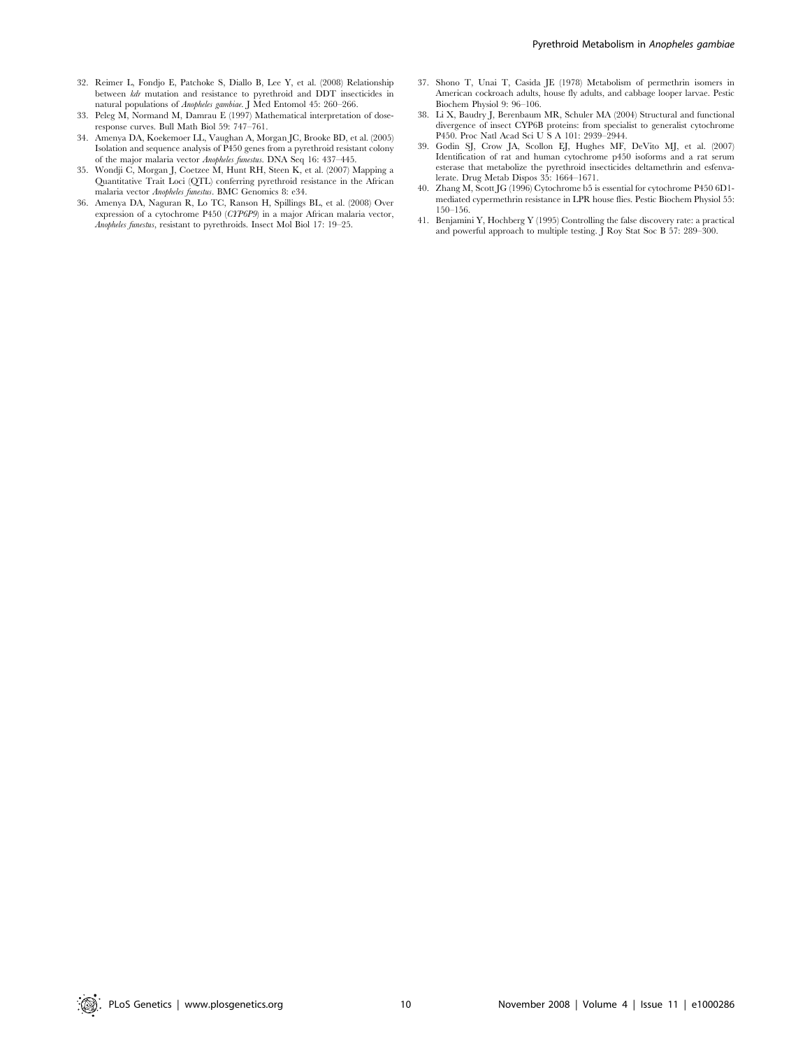32. Reimer L, Fondjo E, Patchoke S, Diallo B, Lee Y, et al. (2008) Relationship between *kdr* mutation and resistance to pyrethroid and DDT insecticides in natural populations of *Anopheles gambiae*. J Med Entomol 45: 260–266.
33. Peleg M, Normand M, Damrau E (1997) Mathematical interpretation of dose-response curves. Bull Math Biol 59: 747–761.
34. Amenya DA, Koekemoer LL, Vaughan A, Morgan JC, Brooke BD, et al. (2005) Isolation and sequence analysis of P450 genes from a pyrethroid resistant colony of the major malaria vector *Anopheles funestus*. DNA Seq 16: 437–445.
35. Wondji C, Morgan J, Coetzee M, Hunt RH, Steen K, et al. (2007) Mapping a Quantitative Trait Loci (QTL) conferring pyrethroid resistance in the African malaria vector *Anopheles funestus*. BMC Genomics 8: e34.
36. Amenya DA, Naguran R, Lo TC, Ranson H, Spillings BL, et al. (2008) Over expression of a cytochrome P450 (*CYP6P9*) in a major African malaria vector, *Anopheles funestus*, resistant to pyrethroids. Insect Mol Biol 17: 19–25.
37. Shono T, Unai T, Casida JE (1978) Metabolism of permethrin isomers in American cockroach adults, house fly adults, and cabbage looper larvae. Pestic Biochem Physiol 9: 96–106.
38. Li X, Baudry J, Berenbaum MR, Schuler MA (2004) Structural and functional divergence of insect CYP6B proteins: from specialist to generalist cytochrome P450. Proc Natl Acad Sci U S A 101: 2939–2944.
39. Godin SJ, Crow JA, Scollon EJ, Hughes MF, DeVito MJ, et al. (2007) Identification of rat and human cytochrome p450 isoforms and a rat serum esterase that metabolize the pyrethroid insecticides deltamethrin and esfenvalerate. Drug Metab Dispos 35: 1664–1671.
40. Zhang M, Scott JG (1996) Cytochrome b5 is essential for cytochrome P450 6D1-mediated cypermethrin resistance in LPR house flies. Pestic Biochem Physiol 55: 150–156.
41. Benjamini Y, Hochberg Y (1995) Controlling the false discovery rate: a practical and powerful approach to multiple testing. J Roy Stat Soc B 57: 289–300.